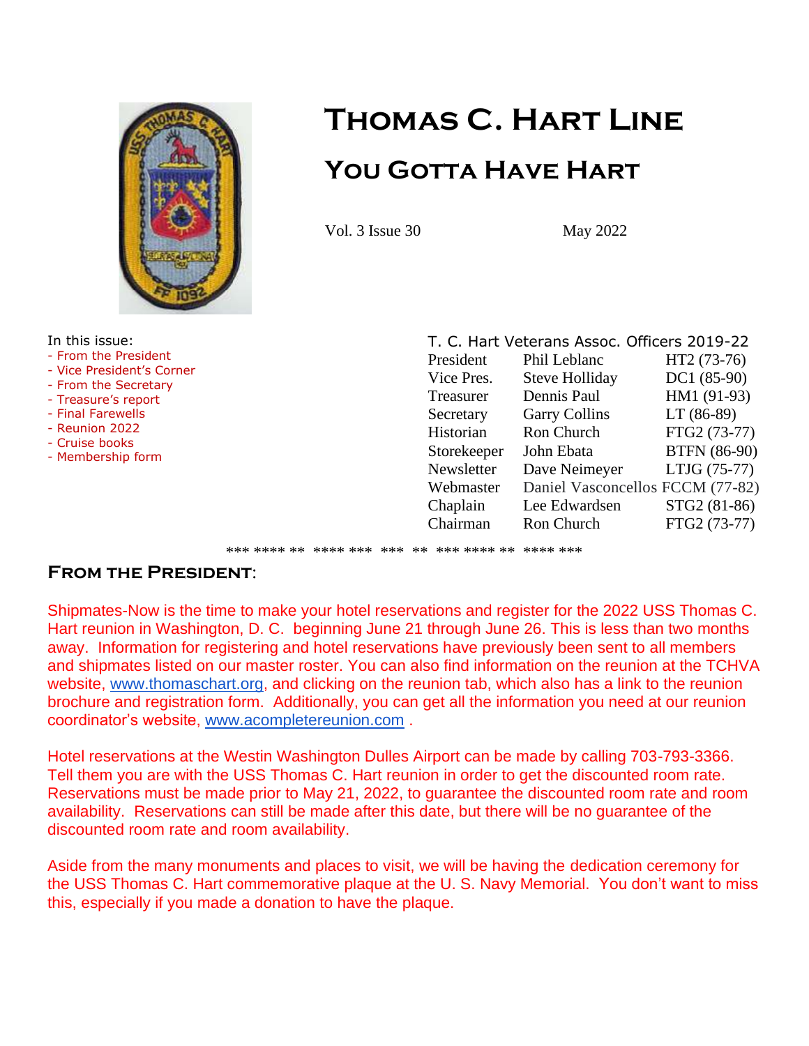# Thomas C. Hart Line

## You Gotta Have Hart

Vol. 3 Issue 30 May 2022

In this issue:
- From the President
- Vice President's Corner
- From the Secretary
- Treasure's report
- Final Farewells
- Reunion 2022
- Cruise books
- Membership form

T. C. Hart Veterans Assoc. Officers 2019-22

| | | |
|---|---|---|
| President | Phil Leblanc | HT2 (73-76) |
| Vice Pres. | Steve Holliday | DC1 (85-90) |
| Treasurer | Dennis Paul | HM1 (91-93) |
| Secretary | Garry Collins | LT (86-89) |
| Historian | Ron Church | FTG2 (73-77) |
| Storekeeper | John Ebata | BTFN (86-90) |
| Newsletter | Dave Neimeyer | LTJG (75-77) |
| Webmaster | Daniel Vasconcellos | FCCM (77-82) |
| Chaplain | Lee Edwardsen | STG2 (81-86) |
| Chairman | Ron Church | FTG2 (73-77) |

*** **** ** **** *** *** ** *** **** ** **** ***

### From the President:

Shipmates-Now is the time to make your hotel reservations and register for the 2022 USS Thomas C. Hart reunion in Washington, D. C. beginning June 21 through June 26. This is less than two months away. Information for registering and hotel reservations have previously been sent to all members and shipmates listed on our master roster. You can also find information on the reunion at the TCHVA website, www.thomaschart.org, and clicking on the reunion tab, which also has a link to the reunion brochure and registration form. Additionally, you can get all the information you need at our reunion coordinator's website, www.acompletereunion.com .

Hotel reservations at the Westin Washington Dulles Airport can be made by calling 703-793-3366. Tell them you are with the USS Thomas C. Hart reunion in order to get the discounted room rate. Reservations must be made prior to May 21, 2022, to guarantee the discounted room rate and room availability. Reservations can still be made after this date, but there will be no guarantee of the discounted room rate and room availability.

Aside from the many monuments and places to visit, we will be having the dedication ceremony for the USS Thomas C. Hart commemorative plaque at the U. S. Navy Memorial. You don't want to miss this, especially if you made a donation to have the plaque.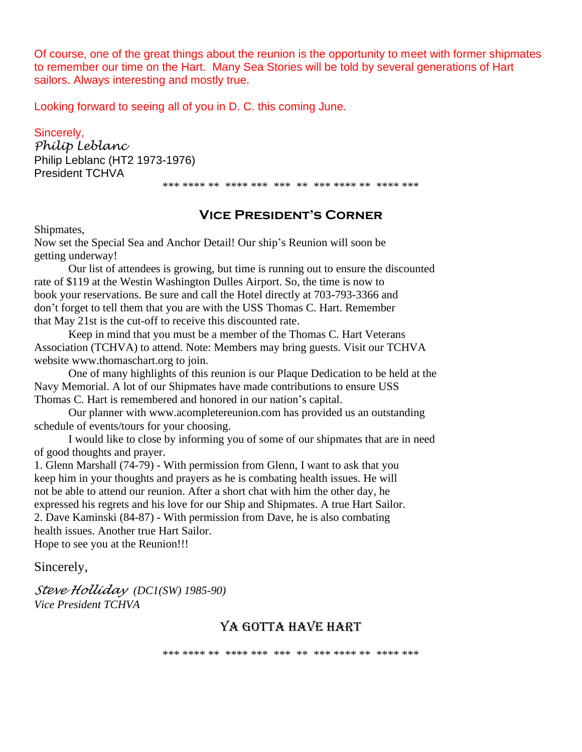Of course, one of the great things about the reunion is the opportunity to meet with former shipmates to remember our time on the Hart. Many Sea Stories will be told by several generations of Hart sailors. Always interesting and mostly true.

Looking forward to seeing all of you in D. C. this coming June.

Sincerely,
*Philip Leblanc*
Philip Leblanc (HT2 1973-1976)
President TCHVA

*** **** ** **** *** *** ** *** **** ** **** ***

## Vice President's Corner

Shipmates,
Now set the Special Sea and Anchor Detail! Our ship's Reunion will soon be getting underway!

Our list of attendees is growing, but time is running out to ensure the discounted rate of $119 at the Westin Washington Dulles Airport. So, the time is now to book your reservations. Be sure and call the Hotel directly at 703-793-3366 and don't forget to tell them that you are with the USS Thomas C. Hart. Remember that May 21st is the cut-off to receive this discounted rate.

Keep in mind that you must be a member of the Thomas C. Hart Veterans Association (TCHVA) to attend. Note: Members may bring guests. Visit our TCHVA website www.thomaschart.org to join.

One of many highlights of this reunion is our Plaque Dedication to be held at the Navy Memorial. A lot of our Shipmates have made contributions to ensure USS Thomas C. Hart is remembered and honored in our nation's capital.

Our planner with www.acompletereunion.com has provided us an outstanding schedule of events/tours for your choosing.

I would like to close by informing you of some of our shipmates that are in need of good thoughts and prayer.

1. Glenn Marshall (74-79) - With permission from Glenn, I want to ask that you keep him in your thoughts and prayers as he is combating health issues. He will not be able to attend our reunion. After a short chat with him the other day, he expressed his regrets and his love for our Ship and Shipmates. A true Hart Sailor.
2. Dave Kaminski (84-87) - With permission from Dave, he is also combating health issues. Another true Hart Sailor.

Hope to see you at the Reunion!!!

Sincerely,

*Steve Holliday (DC1(SW) 1985-90)*
*Vice President TCHVA*

## YA GOTTA HAVE HART

*** **** ** **** *** *** ** *** **** ** **** ***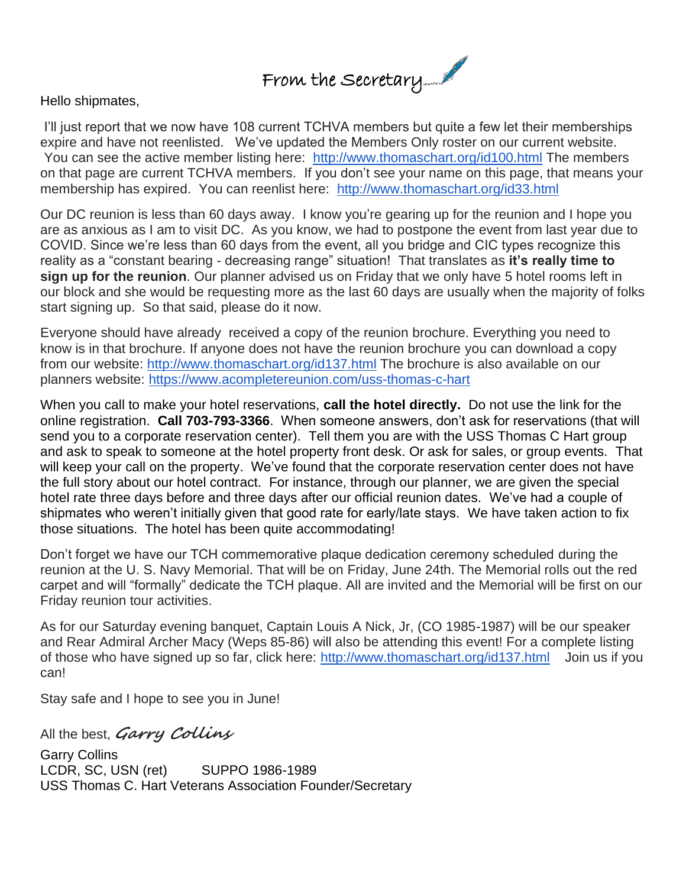# From the Secretary

Hello shipmates,

I'll just report that we now have 108 current TCHVA members but quite a few let their memberships expire and have not reenlisted. We've updated the Members Only roster on our current website. You can see the active member listing here: http://www.thomaschart.org/id100.html The members on that page are current TCHVA members. If you don't see your name on this page, that means your membership has expired. You can reenlist here: http://www.thomaschart.org/id33.html

Our DC reunion is less than 60 days away. I know you're gearing up for the reunion and I hope you are as anxious as I am to visit DC. As you know, we had to postpone the event from last year due to COVID. Since we're less than 60 days from the event, all you bridge and CIC types recognize this reality as a "constant bearing - decreasing range" situation! That translates as **it's really time to sign up for the reunion**. Our planner advised us on Friday that we only have 5 hotel rooms left in our block and she would be requesting more as the last 60 days are usually when the majority of folks start signing up. So that said, please do it now.

Everyone should have already received a copy of the reunion brochure. Everything you need to know is in that brochure. If anyone does not have the reunion brochure you can download a copy from our website: http://www.thomaschart.org/id137.html The brochure is also available on our planners website: https://www.acompletereunion.com/uss-thomas-c-hart

When you call to make your hotel reservations, **call the hotel directly.** Do not use the link for the online registration. **Call 703-793-3366**. When someone answers, don't ask for reservations (that will send you to a corporate reservation center). Tell them you are with the USS Thomas C Hart group and ask to speak to someone at the hotel property front desk. Or ask for sales, or group events. That will keep your call on the property. We've found that the corporate reservation center does not have the full story about our hotel contract. For instance, through our planner, we are given the special hotel rate three days before and three days after our official reunion dates. We've had a couple of shipmates who weren't initially given that good rate for early/late stays. We have taken action to fix those situations. The hotel has been quite accommodating!

Don't forget we have our TCH commemorative plaque dedication ceremony scheduled during the reunion at the U. S. Navy Memorial. That will be on Friday, June 24th. The Memorial rolls out the red carpet and will "formally" dedicate the TCH plaque. All are invited and the Memorial will be first on our Friday reunion tour activities.

As for our Saturday evening banquet, Captain Louis A Nick, Jr, (CO 1985-1987) will be our speaker and Rear Admiral Archer Macy (Weps 85-86) will also be attending this event! For a complete listing of those who have signed up so far, click here: http://www.thomaschart.org/id137.html Join us if you can!

Stay safe and I hope to see you in June!

All the best, *Garry Collins*

Garry Collins  
LCDR, SC, USN (ret) SUPPO 1986-1989  
USS Thomas C. Hart Veterans Association Founder/Secretary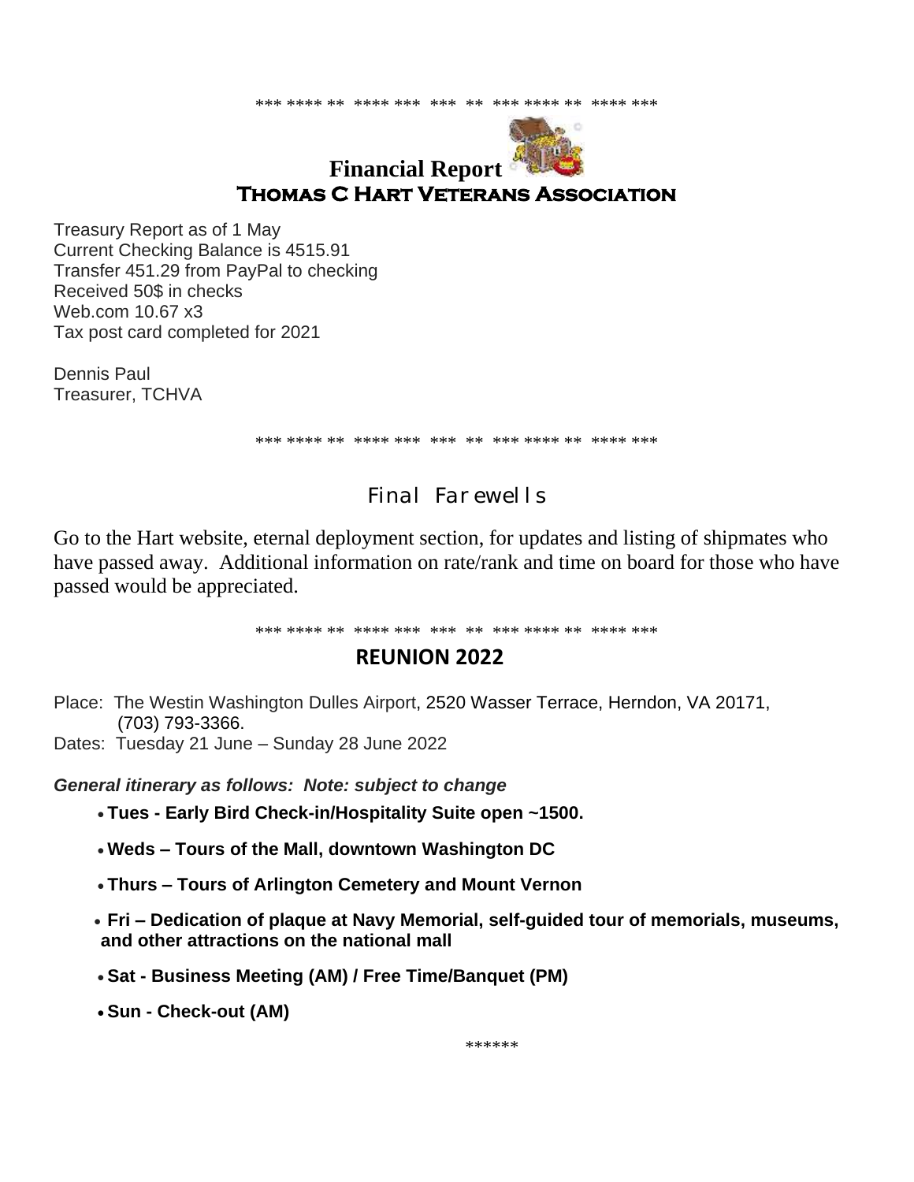\*\*\* \*\*\*\* \*\* \*\*\*\* \*\*\* \*\*\* \*\* \*\*\* \*\*\*\* \*\* \*\*\*\* \*\*\*

## Financial Report

## Thomas C Hart Veterans Association

Treasury Report as of 1 May
Current Checking Balance is 4515.91
Transfer 451.29 from PayPal to checking
Received 50$ in checks
Web.com 10.67 x3
Tax post card completed for 2021

Dennis Paul
Treasurer, TCHVA

\*\*\* \*\*\*\* \*\* \*\*\*\* \*\*\* \*\*\* \*\* \*\*\* \*\*\*\* \*\* \*\*\*\* \*\*\*

## Final Farewells

Go to the Hart website, eternal deployment section, for updates and listing of shipmates who have passed away. Additional information on rate/rank and time on board for those who have passed would be appreciated.

\*\*\* \*\*\*\* \*\* \*\*\*\* \*\*\* \*\*\* \*\* \*\*\* \*\*\*\* \*\* \*\*\*\* \*\*\*

## REUNION 2022

Place: The Westin Washington Dulles Airport, 2520 Wasser Terrace, Herndon, VA 20171, (703) 793-3366.
Dates: Tuesday 21 June – Sunday 28 June 2022

***General itinerary as follows: Note: subject to change***

- **Tues - Early Bird Check-in/Hospitality Suite open ~1500.**
- **Weds – Tours of the Mall, downtown Washington DC**
- **Thurs – Tours of Arlington Cemetery and Mount Vernon**
- **Fri – Dedication of plaque at Navy Memorial, self-guided tour of memorials, museums, and other attractions on the national mall**
- **Sat - Business Meeting (AM) / Free Time/Banquet (PM)**
- **Sun - Check-out (AM)**

\*\*\*\*\*\*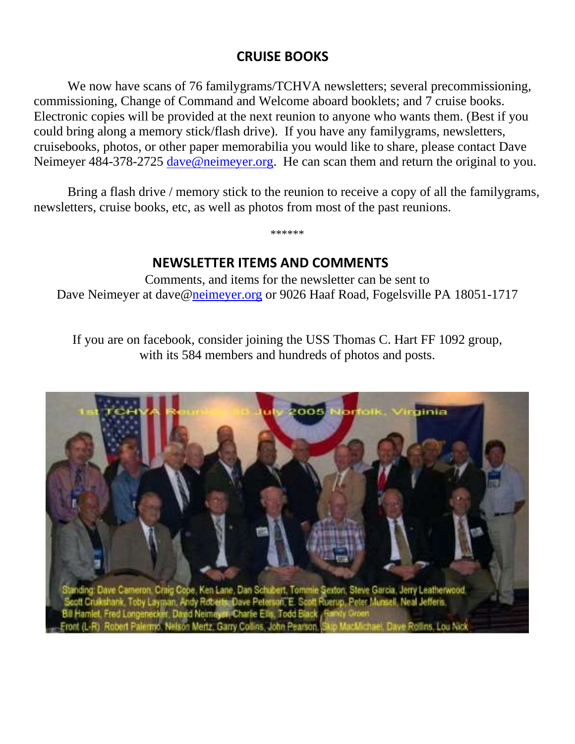## CRUISE BOOKS

We now have scans of 76 familygrams/TCHVA newsletters; several precommissioning, commissioning, Change of Command and Welcome aboard booklets; and 7 cruise books. Electronic copies will be provided at the next reunion to anyone who wants them. (Best if you could bring along a memory stick/flash drive). If you have any familygrams, newsletters, cruisebooks, photos, or other paper memorabilia you would like to share, please contact Dave Neimeyer 484-378-2725 dave@neimeyer.org. He can scan them and return the original to you.

Bring a flash drive / memory stick to the reunion to receive a copy of all the familygrams, newsletters, cruise books, etc, as well as photos from most of the past reunions.

******

## NEWSLETTER ITEMS AND COMMENTS

Comments, and items for the newsletter can be sent to
Dave Neimeyer at dave@neimeyer.org or 9026 Haaf Road, Fogelsville PA 18051-1717

If you are on facebook, consider joining the USS Thomas C. Hart FF 1092 group, with its 584 members and hundreds of photos and posts.

1st TCHVA Reunion 30 July 2005 Norfolk, Virginia

Standing: Dave Cameron, Craig Cope, Ken Lane, Dan Schubert, Tommie Sexton, Steve Garcia, Jerry Leatherwood, Scott Cruikshank, Toby Layman, Andy Roberts, Dave Peterson, E. Scott Ruerup, Peter Munsell, Neal Jefferis, Bill Hamlet, Fred Longenecker, David Neimeyer, Charlie Ellis, Todd Black, Randy Groen
Front (L-R) Robert Palermo, Nelson Mertz, Garry Collins, John Pearson, Skip MacMichael, Dave Rollins, Lou Nack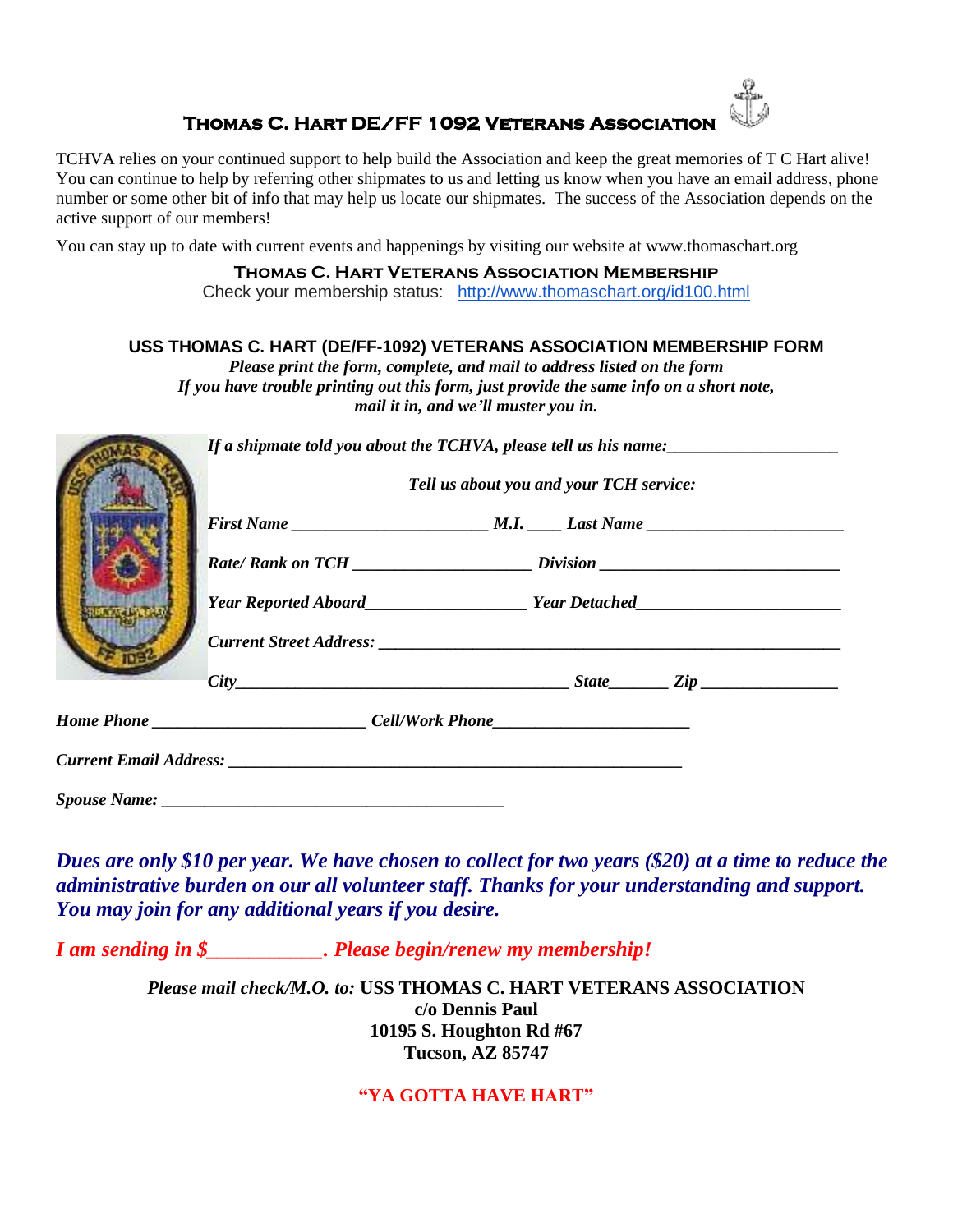## Thomas C. Hart DE/FF 1092 Veterans Association

TCHVA relies on your continued support to help build the Association and keep the great memories of T C Hart alive! You can continue to help by referring other shipmates to us and letting us know when you have an email address, phone number or some other bit of info that may help us locate our shipmates. The success of the Association depends on the active support of our members!

You can stay up to date with current events and happenings by visiting our website at www.thomaschart.org

### Thomas C. Hart Veterans Association Membership

Check your membership status: http://www.thomaschart.org/id100.html

### USS THOMAS C. HART (DE/FF-1092) VETERANS ASSOCIATION MEMBERSHIP FORM

*Please print the form, complete, and mail to address listed on the form*
*If you have trouble printing out this form, just provide the same info on a short note, mail it in, and we'll muster you in.*

*If a shipmate told you about the TCHVA, please tell us his name:*___________________

*Tell us about you and your TCH service:*

*First Name* ______________________ *M.I.* ____ *Last Name* ______________________

*Rate/ Rank on TCH* ____________________ *Division* ___________________________

*Year Reported Aboard*__________________ *Year Detached*______________________

*Current Street Address:* ___________________________________________________

*City*____________________________________ *State*_______ *Zip* _______________

*Home Phone* ________________________ *Cell/Work Phone*______________________

*Current Email Address:* ____________________________________________________

*Spouse Name:* ______________________________________

***Dues are only $10 per year. We have chosen to collect for two years ($20) at a time to reduce the administrative burden on our all volunteer staff. Thanks for your understanding and support. You may join for any additional years if you desire.***

***I am sending in $___________. Please begin/renew my membership!***

*Please mail check/M.O. to:* **USS THOMAS C. HART VETERANS ASSOCIATION**
**c/o Dennis Paul**
**10195 S. Houghton Rd #67**
**Tucson, AZ 85747**

**"YA GOTTA HAVE HART"**